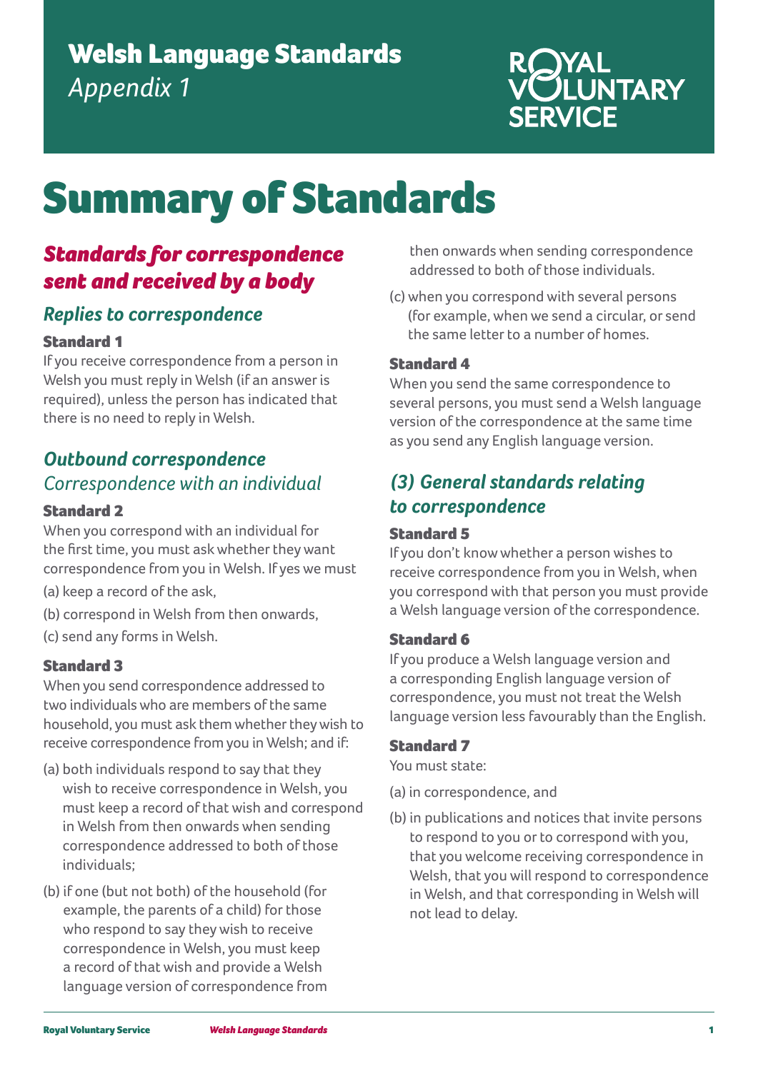# Welsh Language Standards

*Appendix 1*

ROYAL VOLUNTARY SERVICE

# Summary of Standards

## *Standards for correspondence sent and received by a body*

### *Replies to correspondence*

**Standard 1**

If you receive correspondence from a person in Welsh you must reply in Welsh (if an answer is required), unless the person has indicated that there is no need to reply in Welsh.

### *Outbound correspondence*

*Correspondence with an individual*

**Standard 2**

When you correspond with an individual for the first time, you must ask whether they want correspondence from you in Welsh. If yes we must

(a) keep a record of the ask,

(b) correspond in Welsh from then onwards,

(c) send any forms in Welsh.

**Standard 3**

When you send correspondence addressed to two individuals who are members of the same household, you must ask them whether they wish to receive correspondence from you in Welsh; and if:

(a) both individuals respond to say that they wish to receive correspondence in Welsh, you must keep a record of that wish and correspond in Welsh from then onwards when sending correspondence addressed to both of those individuals;

(b) if one (but not both) of the household (for example, the parents of a child) for those who respond to say they wish to receive correspondence in Welsh, you must keep a record of that wish and provide a Welsh language version of correspondence from then onwards when sending correspondence addressed to both of those individuals.

(c) when you correspond with several persons (for example, when we send a circular, or send the same letter to a number of homes.

**Standard 4**

When you send the same correspondence to several persons, you must send a Welsh language version of the correspondence at the same time as you send any English language version.

### *(3) General standards relating to correspondence*

**Standard 5**

If you don't know whether a person wishes to receive correspondence from you in Welsh, when you correspond with that person you must provide a Welsh language version of the correspondence.

**Standard 6**

If you produce a Welsh language version and a corresponding English language version of correspondence, you must not treat the Welsh language version less favourably than the English.

**Standard 7**

You must state:

(a) in correspondence, and

(b) in publications and notices that invite persons to respond to you or to correspond with you, that you welcome receiving correspondence in Welsh, that you will respond to correspondence in Welsh, and that corresponding in Welsh will not lead to delay.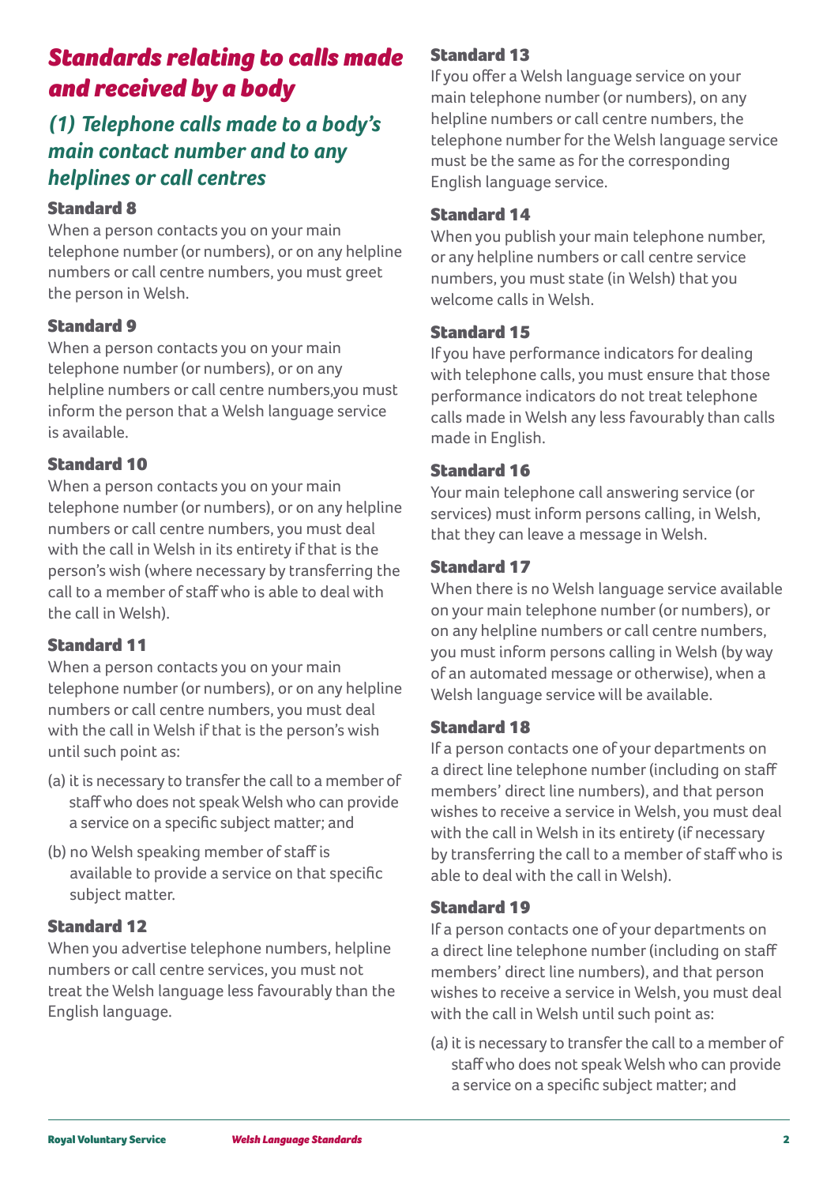# *Standards relating to calls made and received by a body*

## *(1) Telephone calls made to a body's main contact number and to any helplines or call centres*

### Standard 8

When a person contacts you on your main telephone number (or numbers), or on any helpline numbers or call centre numbers, you must greet the person in Welsh.

### Standard 9

When a person contacts you on your main telephone number (or numbers), or on any helpline numbers or call centre numbers,you must inform the person that a Welsh language service is available.

### Standard 10

When a person contacts you on your main telephone number (or numbers), or on any helpline numbers or call centre numbers, you must deal with the call in Welsh in its entirety if that is the person's wish (where necessary by transferring the call to a member of staff who is able to deal with the call in Welsh).

### Standard 11

When a person contacts you on your main telephone number (or numbers), or on any helpline numbers or call centre numbers, you must deal with the call in Welsh if that is the person's wish until such point as:

(a) it is necessary to transfer the call to a member of staff who does not speak Welsh who can provide a service on a specific subject matter; and

(b) no Welsh speaking member of staff is available to provide a service on that specific subject matter.

### Standard 12

When you advertise telephone numbers, helpline numbers or call centre services, you must not treat the Welsh language less favourably than the English language.

### Standard 13

If you offer a Welsh language service on your main telephone number (or numbers), on any helpline numbers or call centre numbers, the telephone number for the Welsh language service must be the same as for the corresponding English language service.

### Standard 14

When you publish your main telephone number, or any helpline numbers or call centre service numbers, you must state (in Welsh) that you welcome calls in Welsh.

### Standard 15

If you have performance indicators for dealing with telephone calls, you must ensure that those performance indicators do not treat telephone calls made in Welsh any less favourably than calls made in English.

### Standard 16

Your main telephone call answering service (or services) must inform persons calling, in Welsh, that they can leave a message in Welsh.

### Standard 17

When there is no Welsh language service available on your main telephone number (or numbers), or on any helpline numbers or call centre numbers, you must inform persons calling in Welsh (by way of an automated message or otherwise), when a Welsh language service will be available.

### Standard 18

If a person contacts one of your departments on a direct line telephone number (including on staff members' direct line numbers), and that person wishes to receive a service in Welsh, you must deal with the call in Welsh in its entirety (if necessary by transferring the call to a member of staff who is able to deal with the call in Welsh).

### Standard 19

If a person contacts one of your departments on a direct line telephone number (including on staff members' direct line numbers), and that person wishes to receive a service in Welsh, you must deal with the call in Welsh until such point as:

(a) it is necessary to transfer the call to a member of staff who does not speak Welsh who can provide a service on a specific subject matter; and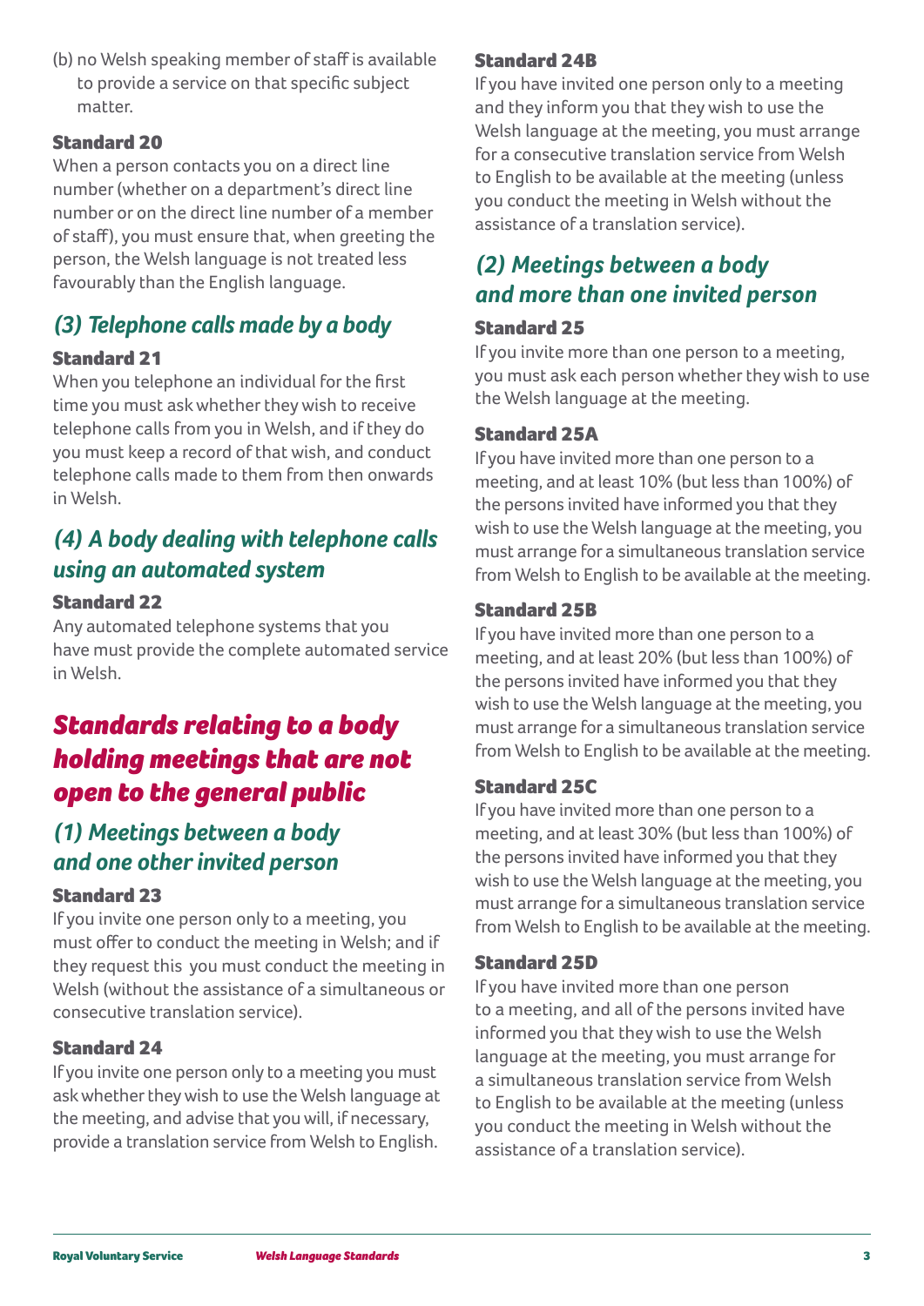(b) no Welsh speaking member of staff is available to provide a service on that specific subject matter.

#### Standard 20

When a person contacts you on a direct line number (whether on a department's direct line number or on the direct line number of a member of staff), you must ensure that, when greeting the person, the Welsh language is not treated less favourably than the English language.

### *(3) Telephone calls made by a body*

#### Standard 21

When you telephone an individual for the first time you must ask whether they wish to receive telephone calls from you in Welsh, and if they do you must keep a record of that wish, and conduct telephone calls made to them from then onwards in Welsh.

### *(4) A body dealing with telephone calls using an automated system*

#### Standard 22

Any automated telephone systems that you have must provide the complete automated service in Welsh.

## *Standards relating to a body holding meetings that are not open to the general public*

### *(1) Meetings between a body and one other invited person*

#### Standard 23

If you invite one person only to a meeting, you must offer to conduct the meeting in Welsh; and if they request this you must conduct the meeting in Welsh (without the assistance of a simultaneous or consecutive translation service).

#### Standard 24

If you invite one person only to a meeting you must ask whether they wish to use the Welsh language at the meeting, and advise that you will, if necessary, provide a translation service from Welsh to English.

#### Standard 24B

If you have invited one person only to a meeting and they inform you that they wish to use the Welsh language at the meeting, you must arrange for a consecutive translation service from Welsh to English to be available at the meeting (unless you conduct the meeting in Welsh without the assistance of a translation service).

### *(2) Meetings between a body and more than one invited person*

#### Standard 25

If you invite more than one person to a meeting, you must ask each person whether they wish to use the Welsh language at the meeting.

#### Standard 25A

If you have invited more than one person to a meeting, and at least 10% (but less than 100%) of the persons invited have informed you that they wish to use the Welsh language at the meeting, you must arrange for a simultaneous translation service from Welsh to English to be available at the meeting.

#### Standard 25B

If you have invited more than one person to a meeting, and at least 20% (but less than 100%) of the persons invited have informed you that they wish to use the Welsh language at the meeting, you must arrange for a simultaneous translation service from Welsh to English to be available at the meeting.

#### Standard 25C

If you have invited more than one person to a meeting, and at least 30% (but less than 100%) of the persons invited have informed you that they wish to use the Welsh language at the meeting, you must arrange for a simultaneous translation service from Welsh to English to be available at the meeting.

#### Standard 25D

If you have invited more than one person to a meeting, and all of the persons invited have informed you that they wish to use the Welsh language at the meeting, you must arrange for a simultaneous translation service from Welsh to English to be available at the meeting (unless you conduct the meeting in Welsh without the assistance of a translation service).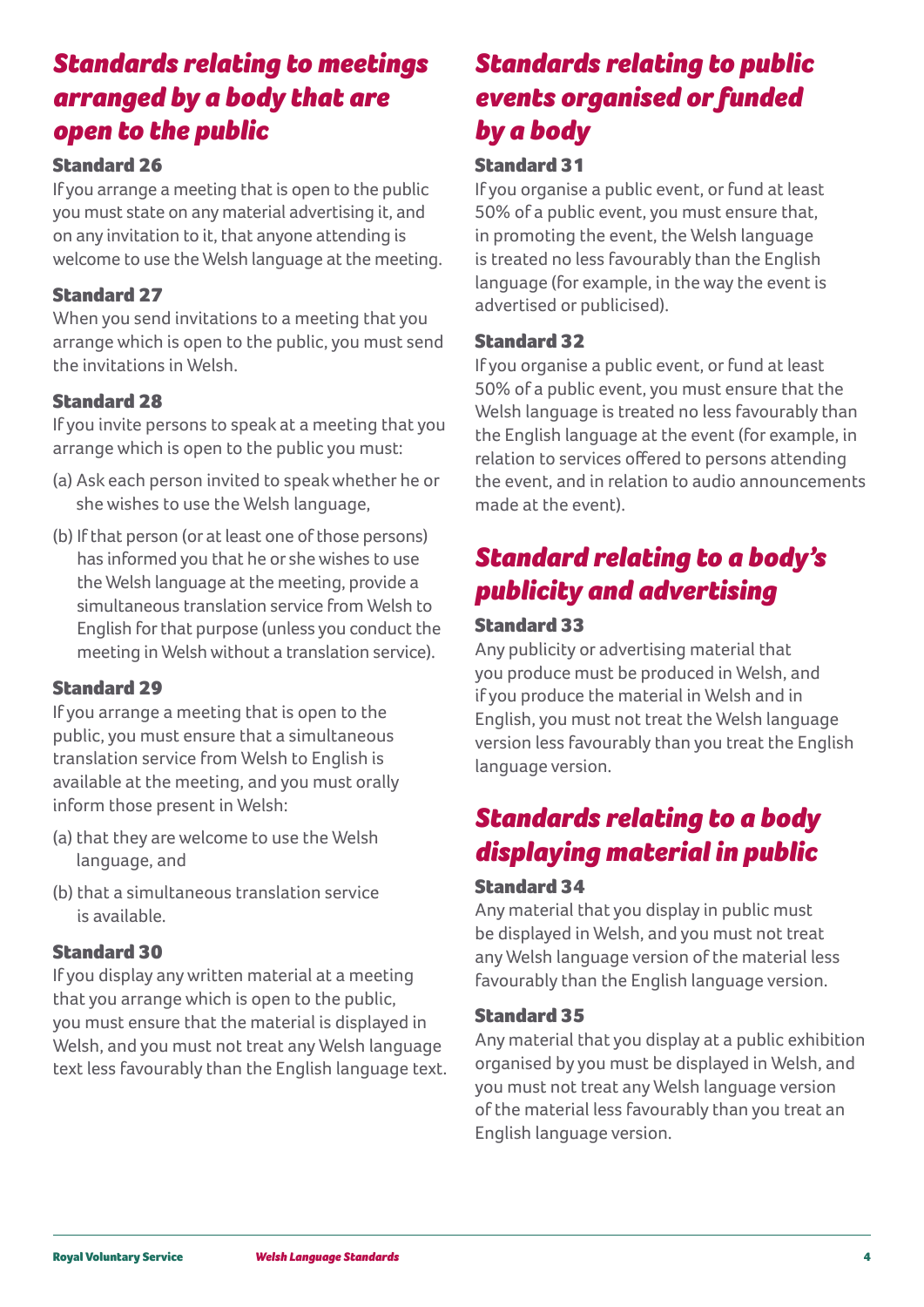## *Standards relating to meetings arranged by a body that are open to the public*

### Standard 26

If you arrange a meeting that is open to the public you must state on any material advertising it, and on any invitation to it, that anyone attending is welcome to use the Welsh language at the meeting.

### Standard 27

When you send invitations to a meeting that you arrange which is open to the public, you must send the invitations in Welsh.

### Standard 28

If you invite persons to speak at a meeting that you arrange which is open to the public you must:

(a) Ask each person invited to speak whether he or she wishes to use the Welsh language,

(b) If that person (or at least one of those persons) has informed you that he or she wishes to use the Welsh language at the meeting, provide a simultaneous translation service from Welsh to English for that purpose (unless you conduct the meeting in Welsh without a translation service).

### Standard 29

If you arrange a meeting that is open to the public, you must ensure that a simultaneous translation service from Welsh to English is available at the meeting, and you must orally inform those present in Welsh:

(a) that they are welcome to use the Welsh language, and

(b) that a simultaneous translation service is available.

### Standard 30

If you display any written material at a meeting that you arrange which is open to the public, you must ensure that the material is displayed in Welsh, and you must not treat any Welsh language text less favourably than the English language text.

## *Standards relating to public events organised or funded by a body*

### Standard 31

If you organise a public event, or fund at least 50% of a public event, you must ensure that, in promoting the event, the Welsh language is treated no less favourably than the English language (for example, in the way the event is advertised or publicised).

### Standard 32

If you organise a public event, or fund at least 50% of a public event, you must ensure that the Welsh language is treated no less favourably than the English language at the event (for example, in relation to services offered to persons attending the event, and in relation to audio announcements made at the event).

## *Standard relating to a body's publicity and advertising*

### Standard 33

Any publicity or advertising material that you produce must be produced in Welsh, and if you produce the material in Welsh and in English, you must not treat the Welsh language version less favourably than you treat the English language version.

## *Standards relating to a body displaying material in public*

### Standard 34

Any material that you display in public must be displayed in Welsh, and you must not treat any Welsh language version of the material less favourably than the English language version.

### Standard 35

Any material that you display at a public exhibition organised by you must be displayed in Welsh, and you must not treat any Welsh language version of the material less favourably than you treat an English language version.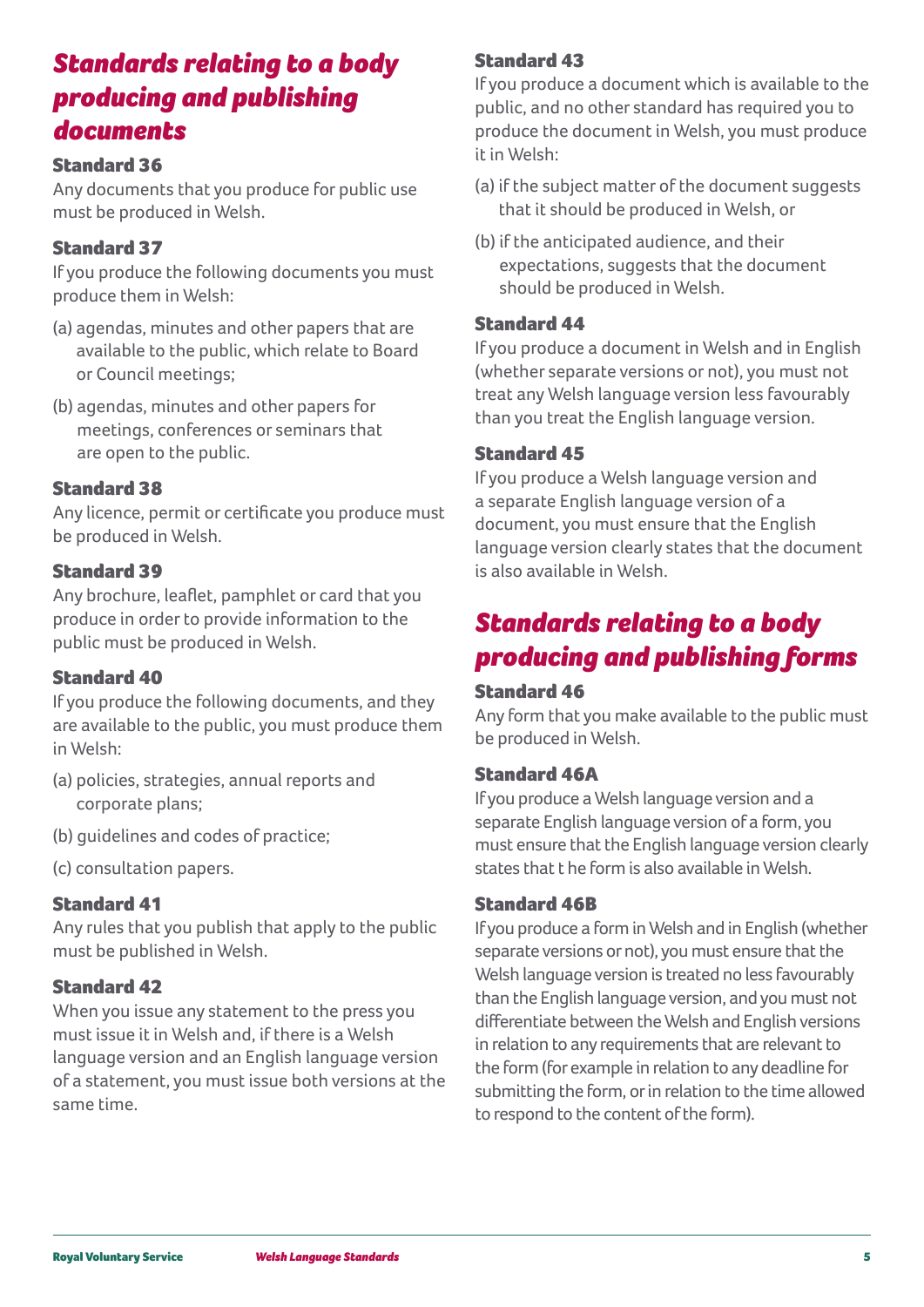## *Standards relating to a body producing and publishing documents*

### Standard 36

Any documents that you produce for public use must be produced in Welsh.

### Standard 37

If you produce the following documents you must produce them in Welsh:

(a) agendas, minutes and other papers that are available to the public, which relate to Board or Council meetings;

(b) agendas, minutes and other papers for meetings, conferences or seminars that are open to the public.

### Standard 38

Any licence, permit or certificate you produce must be produced in Welsh.

### Standard 39

Any brochure, leaflet, pamphlet or card that you produce in order to provide information to the public must be produced in Welsh.

### Standard 40

If you produce the following documents, and they are available to the public, you must produce them in Welsh:

(a) policies, strategies, annual reports and corporate plans;

(b) guidelines and codes of practice;

(c) consultation papers.

### Standard 41

Any rules that you publish that apply to the public must be published in Welsh.

### Standard 42

When you issue any statement to the press you must issue it in Welsh and, if there is a Welsh language version and an English language version of a statement, you must issue both versions at the same time.

### Standard 43

If you produce a document which is available to the public, and no other standard has required you to produce the document in Welsh, you must produce it in Welsh:

(a) if the subject matter of the document suggests that it should be produced in Welsh, or

(b) if the anticipated audience, and their expectations, suggests that the document should be produced in Welsh.

### Standard 44

If you produce a document in Welsh and in English (whether separate versions or not), you must not treat any Welsh language version less favourably than you treat the English language version.

### Standard 45

If you produce a Welsh language version and a separate English language version of a document, you must ensure that the English language version clearly states that the document is also available in Welsh.

## *Standards relating to a body producing and publishing forms*

### Standard 46

Any form that you make available to the public must be produced in Welsh.

### Standard 46A

If you produce a Welsh language version and a separate English language version of a form, you must ensure that the English language version clearly states that t he form is also available in Welsh.

### Standard 46B

If you produce a form in Welsh and in English (whether separate versions or not), you must ensure that the Welsh language version is treated no less favourably than the English language version, and you must not differentiate between the Welsh and English versions in relation to any requirements that are relevant to the form (for example in relation to any deadline for submitting the form, or in relation to the time allowed to respond to the content of the form).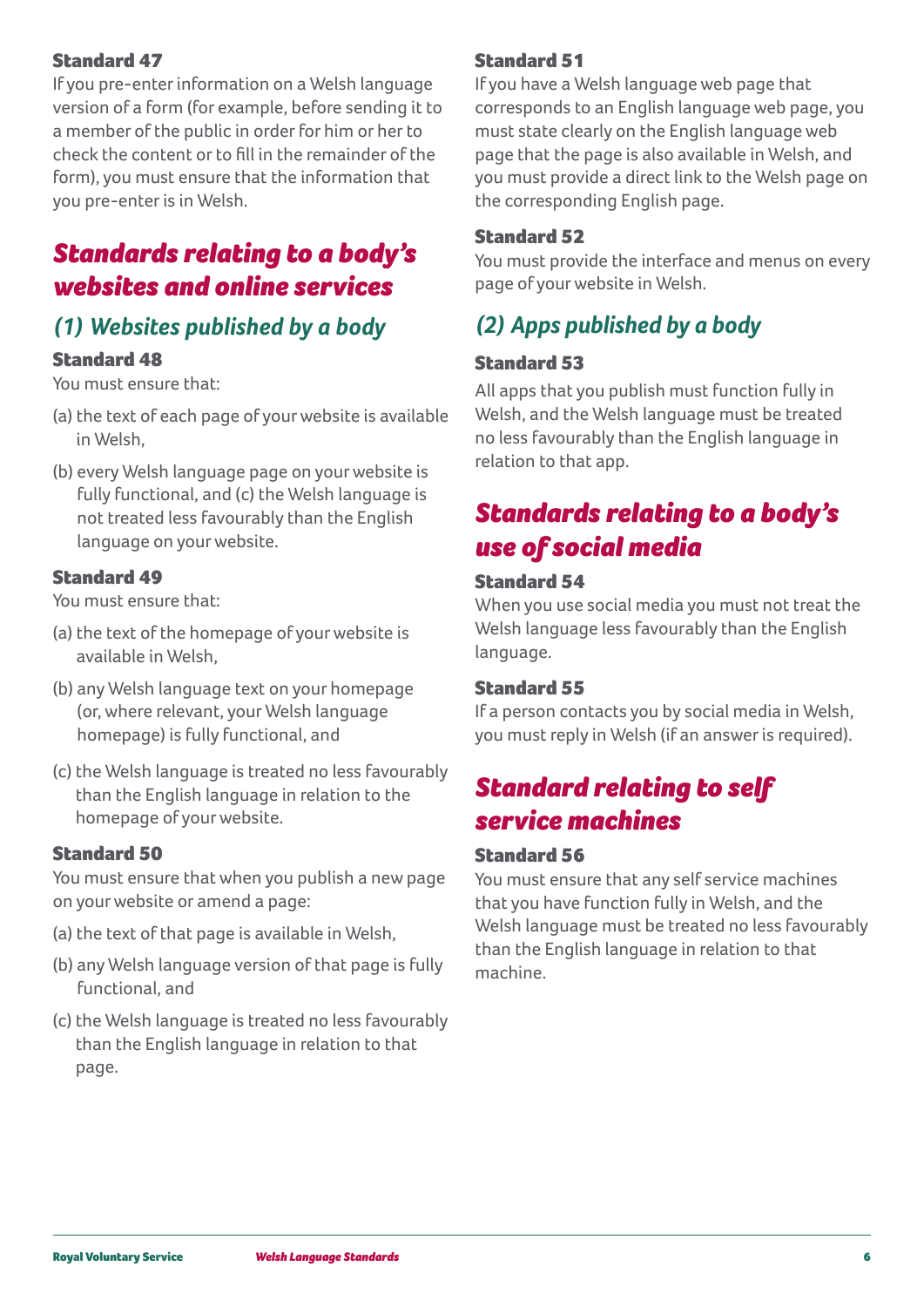**Standard 47**

If you pre-enter information on a Welsh language version of a form (for example, before sending it to a member of the public in order for him or her to check the content or to fill in the remainder of the form), you must ensure that the information that you pre-enter is in Welsh.

## Standards relating to a body's websites and online services

### (1) Websites published by a body

**Standard 48**

You must ensure that:

(a) the text of each page of your website is available in Welsh,

(b) every Welsh language page on your website is fully functional, and (c) the Welsh language is not treated less favourably than the English language on your website.

**Standard 49**

You must ensure that:

(a) the text of the homepage of your website is available in Welsh,

(b) any Welsh language text on your homepage (or, where relevant, your Welsh language homepage) is fully functional, and

(c) the Welsh language is treated no less favourably than the English language in relation to the homepage of your website.

**Standard 50**

You must ensure that when you publish a new page on your website or amend a page:

(a) the text of that page is available in Welsh,

(b) any Welsh language version of that page is fully functional, and

(c) the Welsh language is treated no less favourably than the English language in relation to that page.

**Standard 51**

If you have a Welsh language web page that corresponds to an English language web page, you must state clearly on the English language web page that the page is also available in Welsh, and you must provide a direct link to the Welsh page on the corresponding English page.

**Standard 52**

You must provide the interface and menus on every page of your website in Welsh.

### (2) Apps published by a body

**Standard 53**

All apps that you publish must function fully in Welsh, and the Welsh language must be treated no less favourably than the English language in relation to that app.

## Standards relating to a body's use of social media

**Standard 54**

When you use social media you must not treat the Welsh language less favourably than the English language.

**Standard 55**

If a person contacts you by social media in Welsh, you must reply in Welsh (if an answer is required).

## Standard relating to self service machines

**Standard 56**

You must ensure that any self service machines that you have function fully in Welsh, and the Welsh language must be treated no less favourably than the English language in relation to that machine.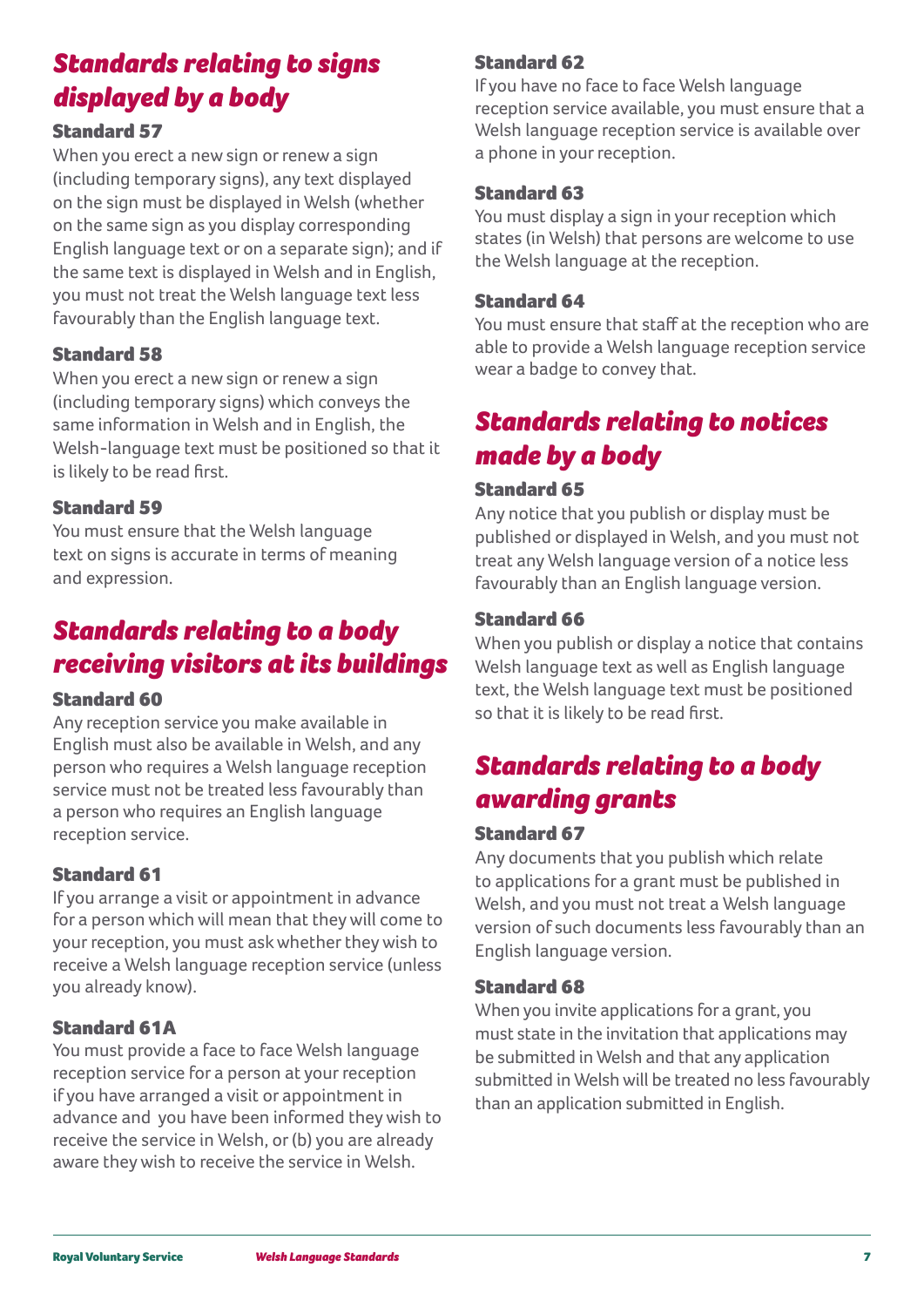## Standards relating to signs displayed by a body

### Standard 57

When you erect a new sign or renew a sign (including temporary signs), any text displayed on the sign must be displayed in Welsh (whether on the same sign as you display corresponding English language text or on a separate sign); and if the same text is displayed in Welsh and in English, you must not treat the Welsh language text less favourably than the English language text.

### Standard 58

When you erect a new sign or renew a sign (including temporary signs) which conveys the same information in Welsh and in English, the Welsh-language text must be positioned so that it is likely to be read first.

### Standard 59

You must ensure that the Welsh language text on signs is accurate in terms of meaning and expression.

## Standards relating to a body receiving visitors at its buildings

### Standard 60

Any reception service you make available in English must also be available in Welsh, and any person who requires a Welsh language reception service must not be treated less favourably than a person who requires an English language reception service.

### Standard 61

If you arrange a visit or appointment in advance for a person which will mean that they will come to your reception, you must ask whether they wish to receive a Welsh language reception service (unless you already know).

### Standard 61A

You must provide a face to face Welsh language reception service for a person at your reception if you have arranged a visit or appointment in advance and you have been informed they wish to receive the service in Welsh, or (b) you are already aware they wish to receive the service in Welsh.

### Standard 62

If you have no face to face Welsh language reception service available, you must ensure that a Welsh language reception service is available over a phone in your reception.

### Standard 63

You must display a sign in your reception which states (in Welsh) that persons are welcome to use the Welsh language at the reception.

### Standard 64

You must ensure that staff at the reception who are able to provide a Welsh language reception service wear a badge to convey that.

## Standards relating to notices made by a body

### Standard 65

Any notice that you publish or display must be published or displayed in Welsh, and you must not treat any Welsh language version of a notice less favourably than an English language version.

### Standard 66

When you publish or display a notice that contains Welsh language text as well as English language text, the Welsh language text must be positioned so that it is likely to be read first.

## Standards relating to a body awarding grants

### Standard 67

Any documents that you publish which relate to applications for a grant must be published in Welsh, and you must not treat a Welsh language version of such documents less favourably than an English language version.

### Standard 68

When you invite applications for a grant, you must state in the invitation that applications may be submitted in Welsh and that any application submitted in Welsh will be treated no less favourably than an application submitted in English.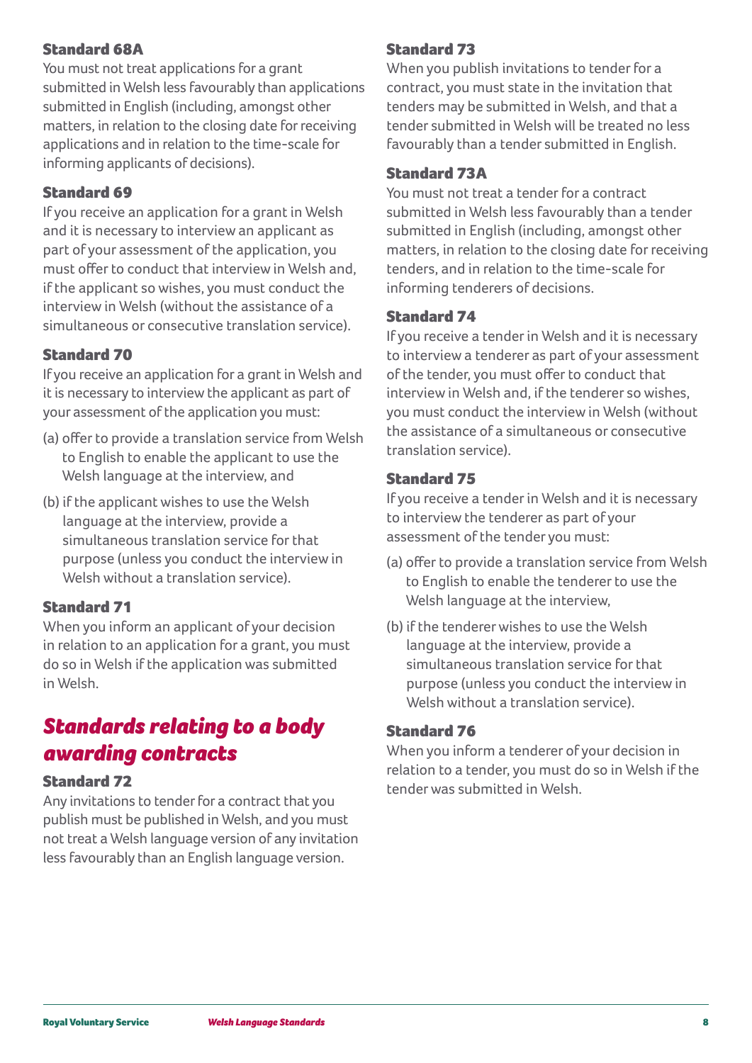### Standard 68A

You must not treat applications for a grant submitted in Welsh less favourably than applications submitted in English (including, amongst other matters, in relation to the closing date for receiving applications and in relation to the time-scale for informing applicants of decisions).

### Standard 69

If you receive an application for a grant in Welsh and it is necessary to interview an applicant as part of your assessment of the application, you must offer to conduct that interview in Welsh and, if the applicant so wishes, you must conduct the interview in Welsh (without the assistance of a simultaneous or consecutive translation service).

### Standard 70

If you receive an application for a grant in Welsh and it is necessary to interview the applicant as part of your assessment of the application you must:

(a) offer to provide a translation service from Welsh to English to enable the applicant to use the Welsh language at the interview, and

(b) if the applicant wishes to use the Welsh language at the interview, provide a simultaneous translation service for that purpose (unless you conduct the interview in Welsh without a translation service).

### Standard 71

When you inform an applicant of your decision in relation to an application for a grant, you must do so in Welsh if the application was submitted in Welsh.

## *Standards relating to a body awarding contracts*

### Standard 72

Any invitations to tender for a contract that you publish must be published in Welsh, and you must not treat a Welsh language version of any invitation less favourably than an English language version.

### Standard 73

When you publish invitations to tender for a contract, you must state in the invitation that tenders may be submitted in Welsh, and that a tender submitted in Welsh will be treated no less favourably than a tender submitted in English.

### Standard 73A

You must not treat a tender for a contract submitted in Welsh less favourably than a tender submitted in English (including, amongst other matters, in relation to the closing date for receiving tenders, and in relation to the time-scale for informing tenderers of decisions.

### Standard 74

If you receive a tender in Welsh and it is necessary to interview a tenderer as part of your assessment of the tender, you must offer to conduct that interview in Welsh and, if the tenderer so wishes, you must conduct the interview in Welsh (without the assistance of a simultaneous or consecutive translation service).

### Standard 75

If you receive a tender in Welsh and it is necessary to interview the tenderer as part of your assessment of the tender you must:

(a) offer to provide a translation service from Welsh to English to enable the tenderer to use the Welsh language at the interview,

(b) if the tenderer wishes to use the Welsh language at the interview, provide a simultaneous translation service for that purpose (unless you conduct the interview in Welsh without a translation service).

### Standard 76

When you inform a tenderer of your decision in relation to a tender, you must do so in Welsh if the tender was submitted in Welsh.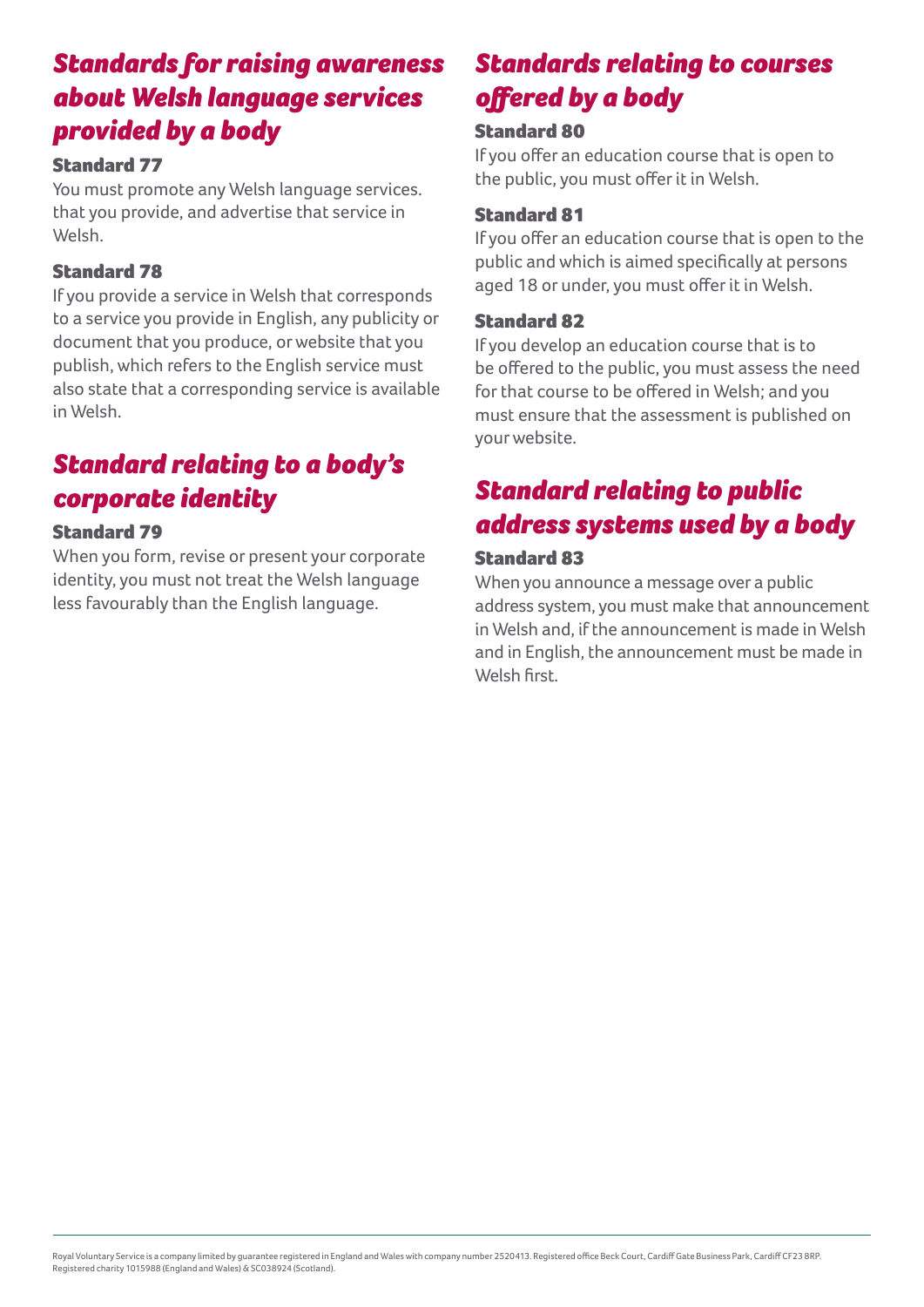## *Standards for raising awareness about Welsh language services provided by a body*

### Standard 77

You must promote any Welsh language services. that you provide, and advertise that service in Welsh.

### Standard 78

If you provide a service in Welsh that corresponds to a service you provide in English, any publicity or document that you produce, or website that you publish, which refers to the English service must also state that a corresponding service is available in Welsh.

## *Standard relating to a body's corporate identity*

### Standard 79

When you form, revise or present your corporate identity, you must not treat the Welsh language less favourably than the English language.

## *Standards relating to courses offered by a body*

### Standard 80

If you offer an education course that is open to the public, you must offer it in Welsh.

### Standard 81

If you offer an education course that is open to the public and which is aimed specifically at persons aged 18 or under, you must offer it in Welsh.

### Standard 82

If you develop an education course that is to be offered to the public, you must assess the need for that course to be offered in Welsh; and you must ensure that the assessment is published on your website.

## *Standard relating to public address systems used by a body*

### Standard 83

When you announce a message over a public address system, you must make that announcement in Welsh and, if the announcement is made in Welsh and in English, the announcement must be made in Welsh first.